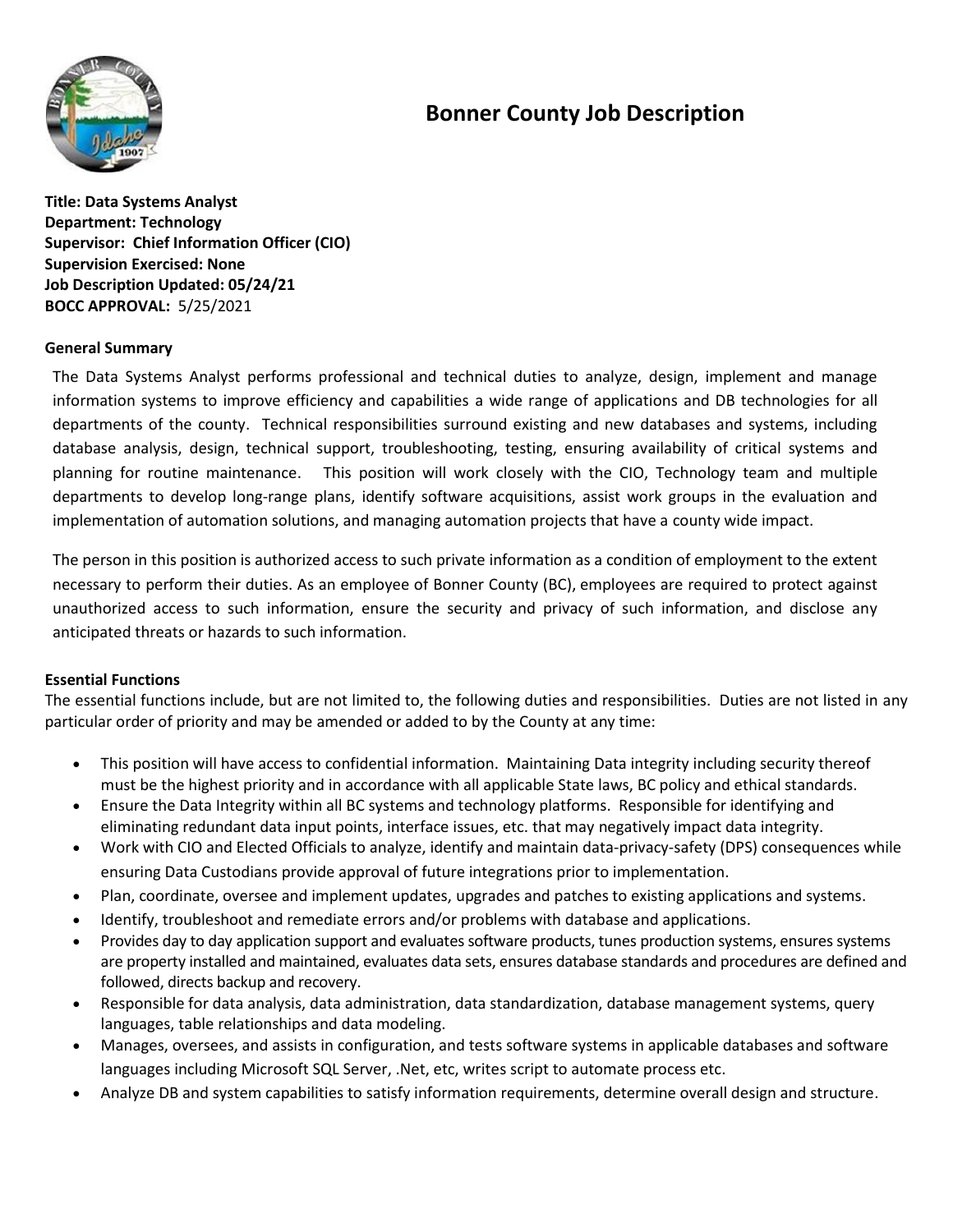# Bonner County Job Description

**Title: Data Systems Analyst**
**Department: Technology**
**Supervisor: Chief Information Officer (CIO)**
**Supervision Exercised: None**
**Job Description Updated: 05/24/21**
**BOCC APPROVAL:** 5/25/2021

**General Summary**

The Data Systems Analyst performs professional and technical duties to analyze, design, implement and manage information systems to improve efficiency and capabilities a wide range of applications and DB technologies for all departments of the county. Technical responsibilities surround existing and new databases and systems, including database analysis, design, technical support, troubleshooting, testing, ensuring availability of critical systems and planning for routine maintenance. This position will work closely with the CIO, Technology team and multiple departments to develop long-range plans, identify software acquisitions, assist work groups in the evaluation and implementation of automation solutions, and managing automation projects that have a county wide impact.

The person in this position is authorized access to such private information as a condition of employment to the extent necessary to perform their duties. As an employee of Bonner County (BC), employees are required to protect against unauthorized access to such information, ensure the security and privacy of such information, and disclose any anticipated threats or hazards to such information.

**Essential Functions**

The essential functions include, but are not limited to, the following duties and responsibilities. Duties are not listed in any particular order of priority and may be amended or added to by the County at any time:

- This position will have access to confidential information. Maintaining Data integrity including security thereof must be the highest priority and in accordance with all applicable State laws, BC policy and ethical standards.
- Ensure the Data Integrity within all BC systems and technology platforms. Responsible for identifying and eliminating redundant data input points, interface issues, etc. that may negatively impact data integrity.
- Work with CIO and Elected Officials to analyze, identify and maintain data-privacy-safety (DPS) consequences while ensuring Data Custodians provide approval of future integrations prior to implementation.
- Plan, coordinate, oversee and implement updates, upgrades and patches to existing applications and systems.
- Identify, troubleshoot and remediate errors and/or problems with database and applications.
- Provides day to day application support and evaluates software products, tunes production systems, ensures systems are property installed and maintained, evaluates data sets, ensures database standards and procedures are defined and followed, directs backup and recovery.
- Responsible for data analysis, data administration, data standardization, database management systems, query languages, table relationships and data modeling.
- Manages, oversees, and assists in configuration, and tests software systems in applicable databases and software languages including Microsoft SQL Server, .Net, etc, writes script to automate process etc.
- Analyze DB and system capabilities to satisfy information requirements, determine overall design and structure.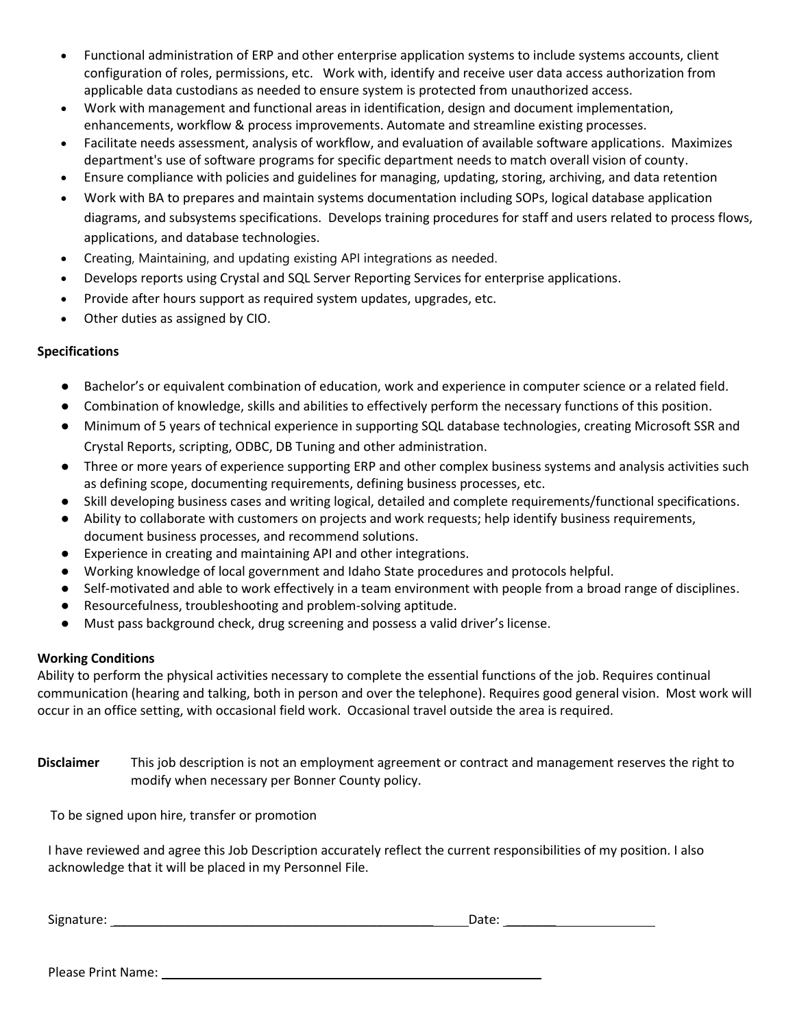- Functional administration of ERP and other enterprise application systems to include systems accounts, client configuration of roles, permissions, etc. Work with, identify and receive user data access authorization from applicable data custodians as needed to ensure system is protected from unauthorized access.
- Work with management and functional areas in identification, design and document implementation, enhancements, workflow & process improvements. Automate and streamline existing processes.
- Facilitate needs assessment, analysis of workflow, and evaluation of available software applications. Maximizes department's use of software programs for specific department needs to match overall vision of county.
- Ensure compliance with policies and guidelines for managing, updating, storing, archiving, and data retention
- Work with BA to prepares and maintain systems documentation including SOPs, logical database application diagrams, and subsystems specifications. Develops training procedures for staff and users related to process flows, applications, and database technologies.
- Creating, Maintaining, and updating existing API integrations as needed.
- Develops reports using Crystal and SQL Server Reporting Services for enterprise applications.
- Provide after hours support as required system updates, upgrades, etc.
- Other duties as assigned by CIO.

**Specifications**

- Bachelor's or equivalent combination of education, work and experience in computer science or a related field.
- Combination of knowledge, skills and abilities to effectively perform the necessary functions of this position.
- Minimum of 5 years of technical experience in supporting SQL database technologies, creating Microsoft SSR and Crystal Reports, scripting, ODBC, DB Tuning and other administration.
- Three or more years of experience supporting ERP and other complex business systems and analysis activities such as defining scope, documenting requirements, defining business processes, etc.
- Skill developing business cases and writing logical, detailed and complete requirements/functional specifications.
- Ability to collaborate with customers on projects and work requests; help identify business requirements, document business processes, and recommend solutions.
- Experience in creating and maintaining API and other integrations.
- Working knowledge of local government and Idaho State procedures and protocols helpful.
- Self-motivated and able to work effectively in a team environment with people from a broad range of disciplines.
- Resourcefulness, troubleshooting and problem-solving aptitude.
- Must pass background check, drug screening and possess a valid driver's license.

**Working Conditions**

Ability to perform the physical activities necessary to complete the essential functions of the job. Requires continual communication (hearing and talking, both in person and over the telephone). Requires good general vision. Most work will occur in an office setting, with occasional field work. Occasional travel outside the area is required.

**Disclaimer** This job description is not an employment agreement or contract and management reserves the right to modify when necessary per Bonner County policy.

To be signed upon hire, transfer or promotion

I have reviewed and agree this Job Description accurately reflect the current responsibilities of my position. I also acknowledge that it will be placed in my Personnel File.

Signature: ______________________________________________ Date: ____________________

Please Print Name: ______________________________________________________